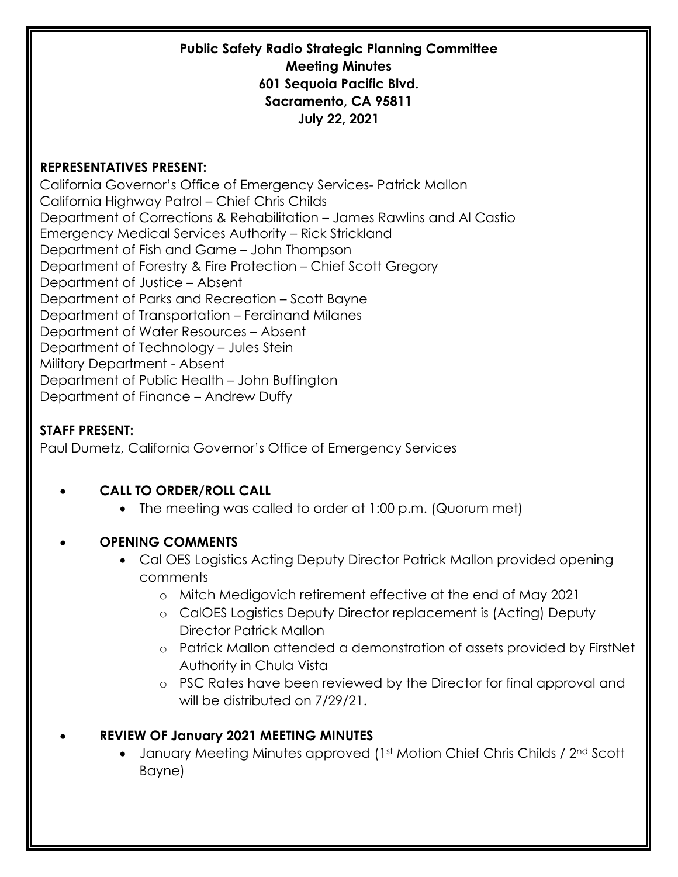# Public Safety Radio Strategic Planning Committee
## Meeting Minutes
**601 Sequoia Pacific Blvd.**
**Sacramento, CA 95811**
**July 22, 2021**

## REPRESENTATIVES PRESENT:

California Governor's Office of Emergency Services- Patrick Mallon
California Highway Patrol – Chief Chris Childs
Department of Corrections & Rehabilitation – James Rawlins and Al Castio
Emergency Medical Services Authority – Rick Strickland
Department of Fish and Game – John Thompson
Department of Forestry & Fire Protection – Chief Scott Gregory
Department of Justice – Absent
Department of Parks and Recreation – Scott Bayne
Department of Transportation – Ferdinand Milanes
Department of Water Resources – Absent
Department of Technology – Jules Stein
Military Department - Absent
Department of Public Health – John Buffington
Department of Finance – Andrew Duffy

## STAFF PRESENT:

Paul Dumetz, California Governor's Office of Emergency Services

- **CALL TO ORDER/ROLL CALL**
  - The meeting was called to order at 1:00 p.m. (Quorum met)
- **OPENING COMMENTS**
  - Cal OES Logistics Acting Deputy Director Patrick Mallon provided opening comments
    - Mitch Medigovich retirement effective at the end of May 2021
    - CalOES Logistics Deputy Director replacement is (Acting) Deputy Director Patrick Mallon
    - Patrick Mallon attended a demonstration of assets provided by FirstNet Authority in Chula Vista
    - PSC Rates have been reviewed by the Director for final approval and will be distributed on 7/29/21.
- **REVIEW OF January 2021 MEETING MINUTES**
  - January Meeting Minutes approved (1st Motion Chief Chris Childs / 2nd Scott Bayne)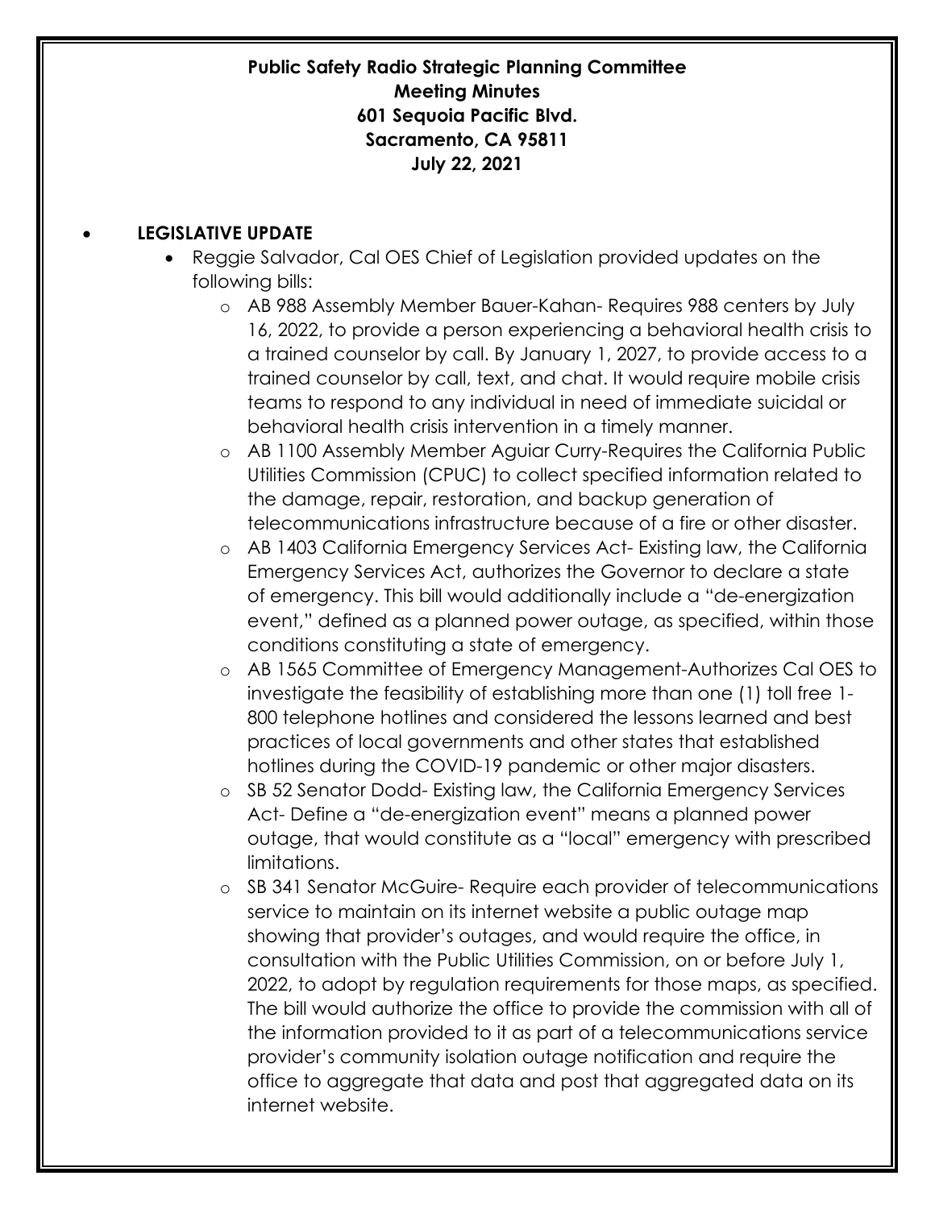**Public Safety Radio Strategic Planning Committee**
**Meeting Minutes**
**601 Sequoia Pacific Blvd.**
**Sacramento, CA 95811**
**July 22, 2021**

- **LEGISLATIVE UPDATE**
  - Reggie Salvador, Cal OES Chief of Legislation provided updates on the following bills:
    - AB 988 Assembly Member Bauer-Kahan- Requires 988 centers by July 16, 2022, to provide a person experiencing a behavioral health crisis to a trained counselor by call. By January 1, 2027, to provide access to a trained counselor by call, text, and chat. It would require mobile crisis teams to respond to any individual in need of immediate suicidal or behavioral health crisis intervention in a timely manner.
    - AB 1100 Assembly Member Aguiar Curry-Requires the California Public Utilities Commission (CPUC) to collect specified information related to the damage, repair, restoration, and backup generation of telecommunications infrastructure because of a fire or other disaster.
    - AB 1403 California Emergency Services Act- Existing law, the California Emergency Services Act, authorizes the Governor to declare a state of emergency. This bill would additionally include a "de-energization event," defined as a planned power outage, as specified, within those conditions constituting a state of emergency.
    - AB 1565 Committee of Emergency Management-Authorizes Cal OES to investigate the feasibility of establishing more than one (1) toll free 1-800 telephone hotlines and considered the lessons learned and best practices of local governments and other states that established hotlines during the COVID-19 pandemic or other major disasters.
    - SB 52 Senator Dodd- Existing law, the California Emergency Services Act- Define a "de-energization event" means a planned power outage, that would constitute as a "local" emergency with prescribed limitations.
    - SB 341 Senator McGuire- Require each provider of telecommunications service to maintain on its internet website a public outage map showing that provider's outages, and would require the office, in consultation with the Public Utilities Commission, on or before July 1, 2022, to adopt by regulation requirements for those maps, as specified. The bill would authorize the office to provide the commission with all of the information provided to it as part of a telecommunications service provider's community isolation outage notification and require the office to aggregate that data and post that aggregated data on its internet website.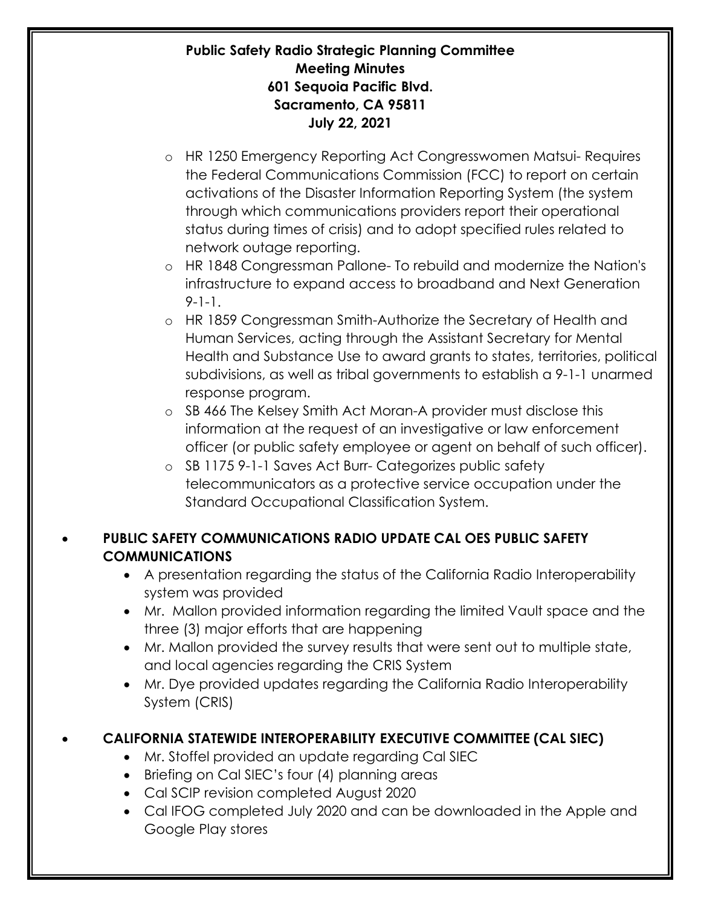**Public Safety Radio Strategic Planning Committee**
**Meeting Minutes**
**601 Sequoia Pacific Blvd.**
**Sacramento, CA 95811**
**July 22, 2021**

  - HR 1250 Emergency Reporting Act Congresswomen Matsui- Requires the Federal Communications Commission (FCC) to report on certain activations of the Disaster Information Reporting System (the system through which communications providers report their operational status during times of crisis) and to adopt specified rules related to network outage reporting.
  - HR 1848 Congressman Pallone- To rebuild and modernize the Nation's infrastructure to expand access to broadband and Next Generation 9-1-1.
  - HR 1859 Congressman Smith-Authorize the Secretary of Health and Human Services, acting through the Assistant Secretary for Mental Health and Substance Use to award grants to states, territories, political subdivisions, as well as tribal governments to establish a 9-1-1 unarmed response program.
  - SB 466 The Kelsey Smith Act Moran-A provider must disclose this information at the request of an investigative or law enforcement officer (or public safety employee or agent on behalf of such officer).
  - SB 1175 9-1-1 Saves Act Burr- Categorizes public safety telecommunicators as a protective service occupation under the Standard Occupational Classification System.

- **PUBLIC SAFETY COMMUNICATIONS RADIO UPDATE CAL OES PUBLIC SAFETY COMMUNICATIONS**
  - A presentation regarding the status of the California Radio Interoperability system was provided
  - Mr. Mallon provided information regarding the limited Vault space and the three (3) major efforts that are happening
  - Mr. Mallon provided the survey results that were sent out to multiple state, and local agencies regarding the CRIS System
  - Mr. Dye provided updates regarding the California Radio Interoperability System (CRIS)

- **CALIFORNIA STATEWIDE INTEROPERABILITY EXECUTIVE COMMITTEE (CAL SIEC)**
  - Mr. Stoffel provided an update regarding Cal SIEC
  - Briefing on Cal SIEC's four (4) planning areas
  - Cal SCIP revision completed August 2020
  - Cal IFOG completed July 2020 and can be downloaded in the Apple and Google Play stores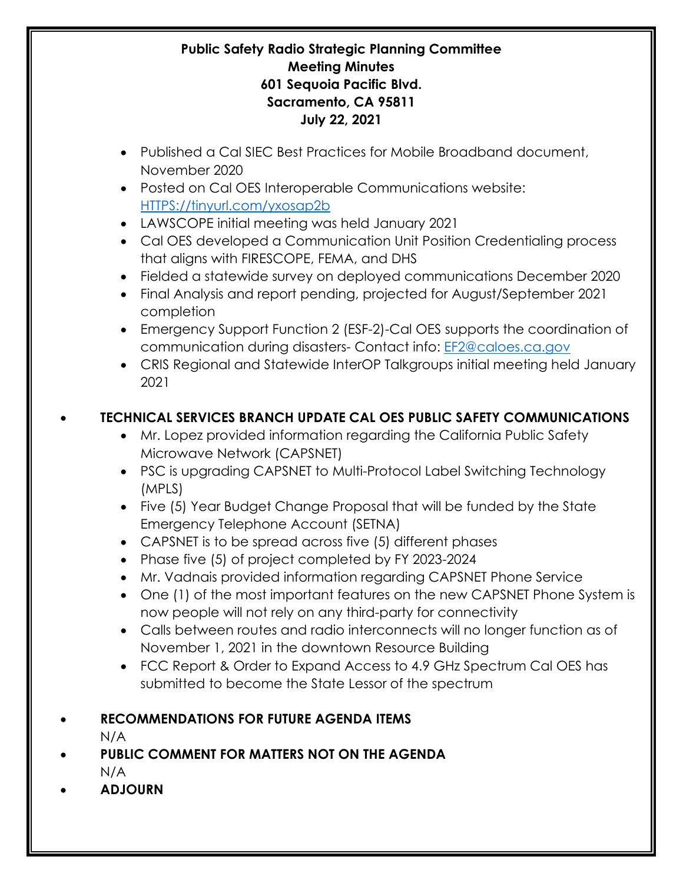**Public Safety Radio Strategic Planning Committee**
**Meeting Minutes**
**601 Sequoia Pacific Blvd.**
**Sacramento, CA 95811**
**July 22, 2021**

- Published a Cal SIEC Best Practices for Mobile Broadband document, November 2020
- Posted on Cal OES Interoperable Communications website: [HTTPS://tinyurl.com/yxosap2b](HTTPS://tinyurl.com/yxosap2b)
- LAWSCOPE initial meeting was held January 2021
- Cal OES developed a Communication Unit Position Credentialing process that aligns with FIRESCOPE, FEMA, and DHS
- Fielded a statewide survey on deployed communications December 2020
- Final Analysis and report pending, projected for August/September 2021 completion
- Emergency Support Function 2 (ESF-2)-Cal OES supports the coordination of communication during disasters- Contact info: [EF2@caloes.ca.gov](mailto:EF2@caloes.ca.gov)
- CRIS Regional and Statewide InterOP Talkgroups initial meeting held January 2021

- **TECHNICAL SERVICES BRANCH UPDATE CAL OES PUBLIC SAFETY COMMUNICATIONS**
  - Mr. Lopez provided information regarding the California Public Safety Microwave Network (CAPSNET)
  - PSC is upgrading CAPSNET to Multi-Protocol Label Switching Technology (MPLS)
  - Five (5) Year Budget Change Proposal that will be funded by the State Emergency Telephone Account (SETNA)
  - CAPSNET is to be spread across five (5) different phases
  - Phase five (5) of project completed by FY 2023-2024
  - Mr. Vadnais provided information regarding CAPSNET Phone Service
  - One (1) of the most important features on the new CAPSNET Phone System is now people will not rely on any third-party for connectivity
  - Calls between routes and radio interconnects will no longer function as of November 1, 2021 in the downtown Resource Building
  - FCC Report & Order to Expand Access to 4.9 GHz Spectrum Cal OES has submitted to become the State Lessor of the spectrum

- **RECOMMENDATIONS FOR FUTURE AGENDA ITEMS**
  N/A
- **PUBLIC COMMENT FOR MATTERS NOT ON THE AGENDA**
  N/A
- **ADJOURN**